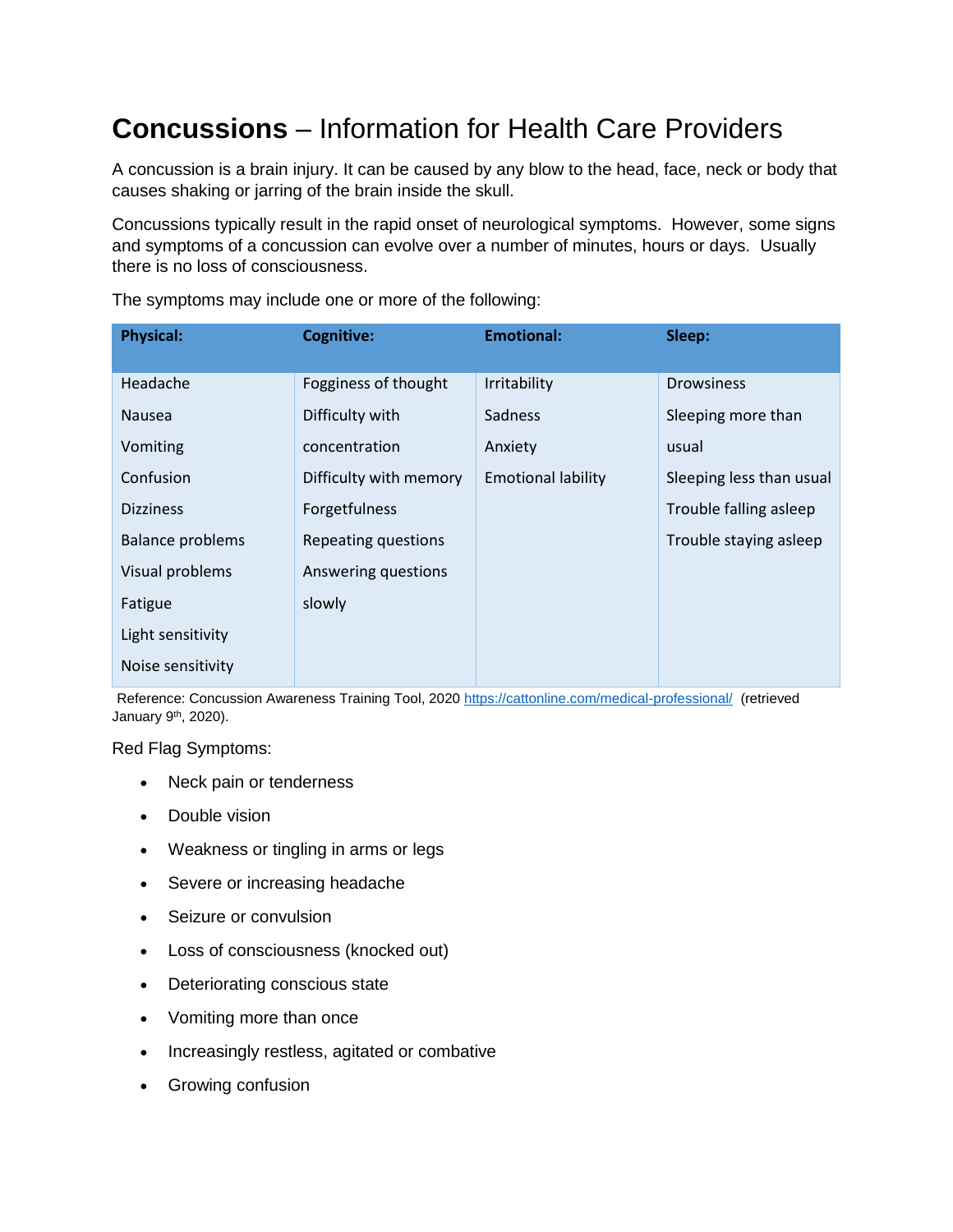# **Concussions** – Information for Health Care Providers

A concussion is a brain injury. It can be caused by any blow to the head, face, neck or body that causes shaking or jarring of the brain inside the skull.

Concussions typically result in the rapid onset of neurological symptoms. However, some signs and symptoms of a concussion can evolve over a number of minutes, hours or days. Usually there is no loss of consciousness.

The symptoms may include one or more of the following:

| **Physical:** | **Cognitive:** | **Emotional:** | **Sleep:** |
|---|---|---|---|
| Headache | Fogginess of thought | Irritability | Drowsiness |
| Nausea | Difficulty with concentration | Sadness | Sleeping more than usual |
| Vomiting | Difficulty with memory | Anxiety | Sleeping less than usual |
| Confusion | Forgetfulness | Emotional lability | Trouble falling asleep |
| Dizziness | Repeating questions | | Trouble staying asleep |
| Balance problems | Answering questions slowly | | |
| Visual problems | | | |
| Fatigue | | | |
| Light sensitivity | | | |
| Noise sensitivity | | | |

Reference: Concussion Awareness Training Tool, 2020 https://cattonline.com/medical-professional/ (retrieved January 9th, 2020).

Red Flag Symptoms:

- Neck pain or tenderness
- Double vision
- Weakness or tingling in arms or legs
- Severe or increasing headache
- Seizure or convulsion
- Loss of consciousness (knocked out)
- Deteriorating conscious state
- Vomiting more than once
- Increasingly restless, agitated or combative
- Growing confusion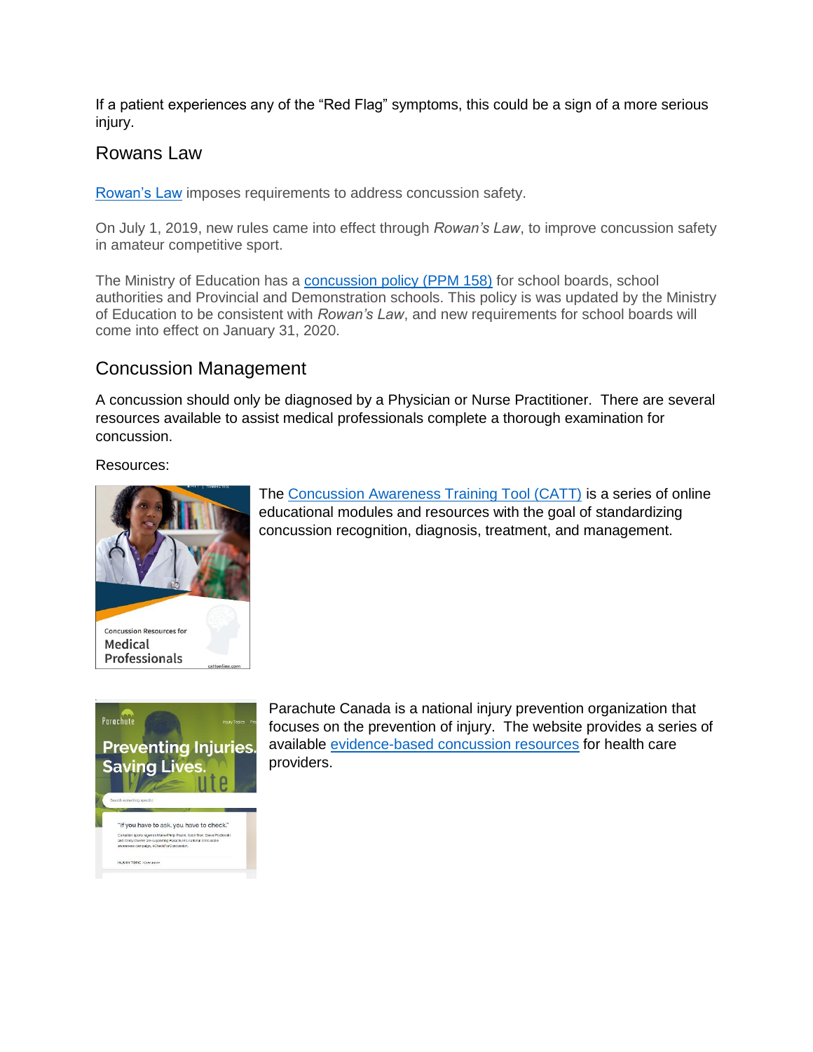If a patient experiences any of the "Red Flag" symptoms, this could be a sign of a more serious injury.

## Rowans Law

Rowan's Law imposes requirements to address concussion safety.

On July 1, 2019, new rules came into effect through *Rowan's Law*, to improve concussion safety in amateur competitive sport.

The Ministry of Education has a concussion policy (PPM 158) for school boards, school authorities and Provincial and Demonstration schools. This policy is was updated by the Ministry of Education to be consistent with *Rowan's Law*, and new requirements for school boards will come into effect on January 31, 2020.

## Concussion Management

A concussion should only be diagnosed by a Physician or Nurse Practitioner. There are several resources available to assist medical professionals complete a thorough examination for concussion.

Resources:

The Concussion Awareness Training Tool (CATT) is a series of online educational modules and resources with the goal of standardizing concussion recognition, diagnosis, treatment, and management.

Parachute Canada is a national injury prevention organization that focuses on the prevention of injury. The website provides a series of available evidence-based concussion resources for health care providers.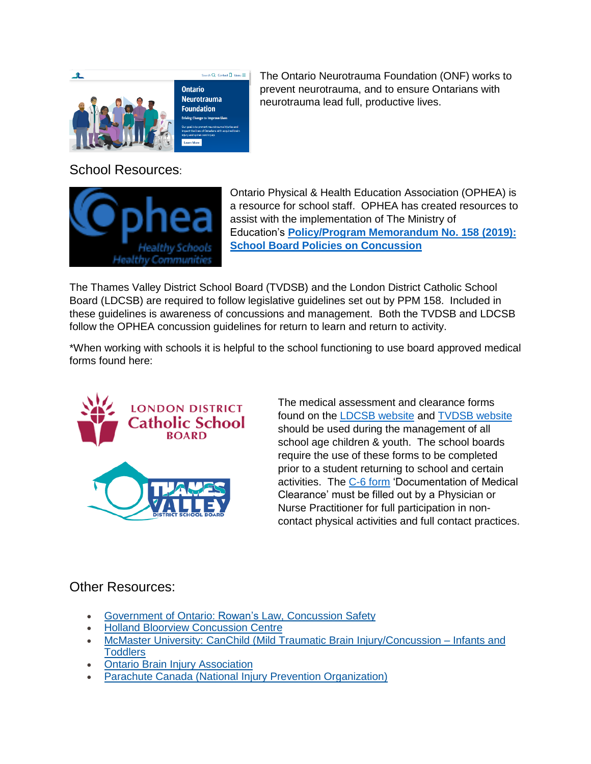The Ontario Neurotrauma Foundation (ONF) works to prevent neurotrauma, and to ensure Ontarians with neurotrauma lead full, productive lives.

## School Resources:

Ontario Physical & Health Education Association (OPHEA) is a resource for school staff. OPHEA has created resources to assist with the implementation of The Ministry of Education's **Policy/Program Memorandum No. 158 (2019): School Board Policies on Concussion**

The Thames Valley District School Board (TVDSB) and the London District Catholic School Board (LDCSB) are required to follow legislative guidelines set out by PPM 158. Included in these guidelines is awareness of concussions and management. Both the TVDSB and LDCSB follow the OPHEA concussion guidelines for return to learn and return to activity.

*When working with schools it is helpful to the school functioning to use board approved medical forms found here:

The medical assessment and clearance forms found on the LDCSB website and TVDSB website should be used during the management of all school age children & youth. The school boards require the use of these forms to be completed prior to a student returning to school and certain activities. The C-6 form 'Documentation of Medical Clearance' must be filled out by a Physician or Nurse Practitioner for full participation in non-contact physical activities and full contact practices.

## Other Resources:

- Government of Ontario: Rowan's Law, Concussion Safety
- Holland Bloorview Concussion Centre
- McMaster University: CanChild (Mild Traumatic Brain Injury/Concussion – Infants and Toddlers
- Ontario Brain Injury Association
- Parachute Canada (National Injury Prevention Organization)